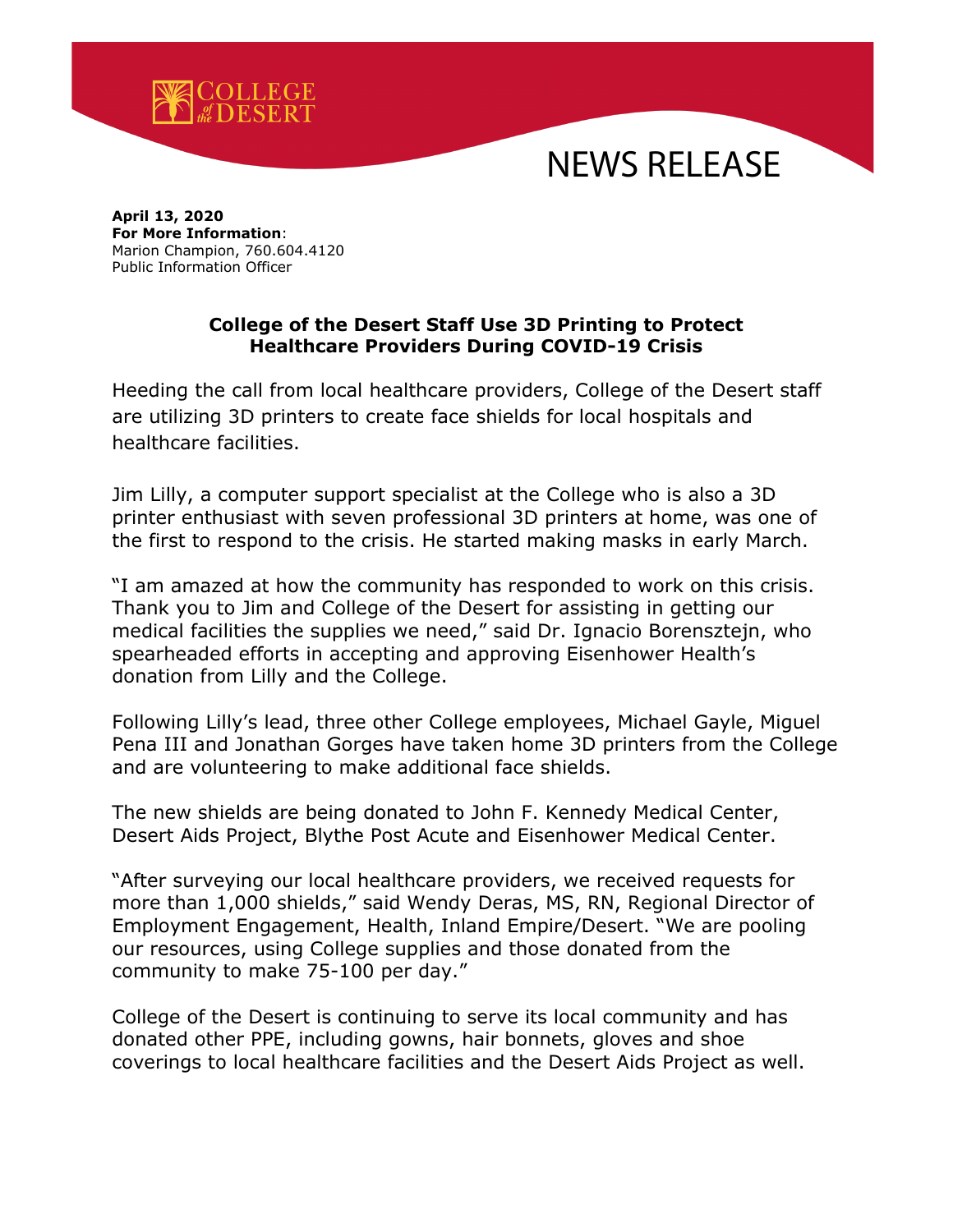COLLEGE of the DESERT

# NEWS RELEASE

**April 13, 2020**
**For More Information**:
Marion Champion, 760.604.4120
Public Information Officer

## College of the Desert Staff Use 3D Printing to Protect Healthcare Providers During COVID-19 Crisis

Heeding the call from local healthcare providers, College of the Desert staff are utilizing 3D printers to create face shields for local hospitals and healthcare facilities.

Jim Lilly, a computer support specialist at the College who is also a 3D printer enthusiast with seven professional 3D printers at home, was one of the first to respond to the crisis. He started making masks in early March.

"I am amazed at how the community has responded to work on this crisis. Thank you to Jim and College of the Desert for assisting in getting our medical facilities the supplies we need," said Dr. Ignacio Borensztejn, who spearheaded efforts in accepting and approving Eisenhower Health's donation from Lilly and the College.

Following Lilly's lead, three other College employees, Michael Gayle, Miguel Pena III and Jonathan Gorges have taken home 3D printers from the College and are volunteering to make additional face shields.

The new shields are being donated to John F. Kennedy Medical Center, Desert Aids Project, Blythe Post Acute and Eisenhower Medical Center.

"After surveying our local healthcare providers, we received requests for more than 1,000 shields," said Wendy Deras, MS, RN, Regional Director of Employment Engagement, Health, Inland Empire/Desert. "We are pooling our resources, using College supplies and those donated from the community to make 75-100 per day."

College of the Desert is continuing to serve its local community and has donated other PPE, including gowns, hair bonnets, gloves and shoe coverings to local healthcare facilities and the Desert Aids Project as well.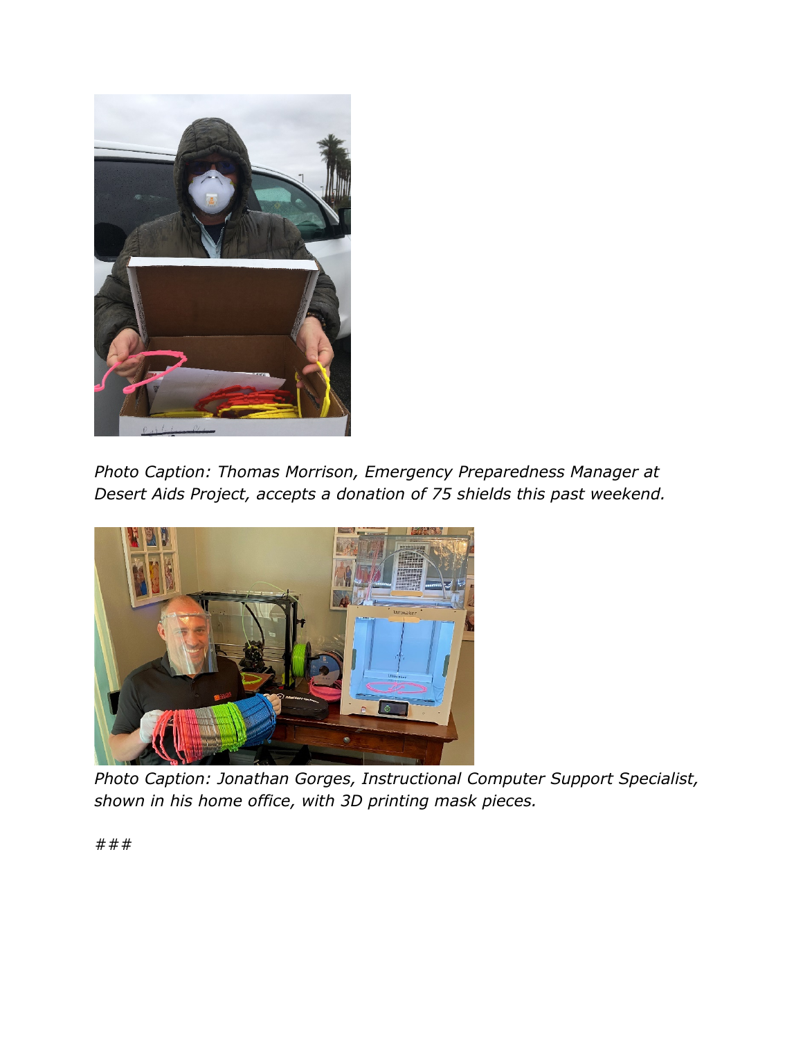*Photo Caption: Thomas Morrison, Emergency Preparedness Manager at Desert Aids Project, accepts a donation of 75 shields this past weekend.*

*Photo Caption: Jonathan Gorges, Instructional Computer Support Specialist, shown in his home office, with 3D printing mask pieces.*

*###*